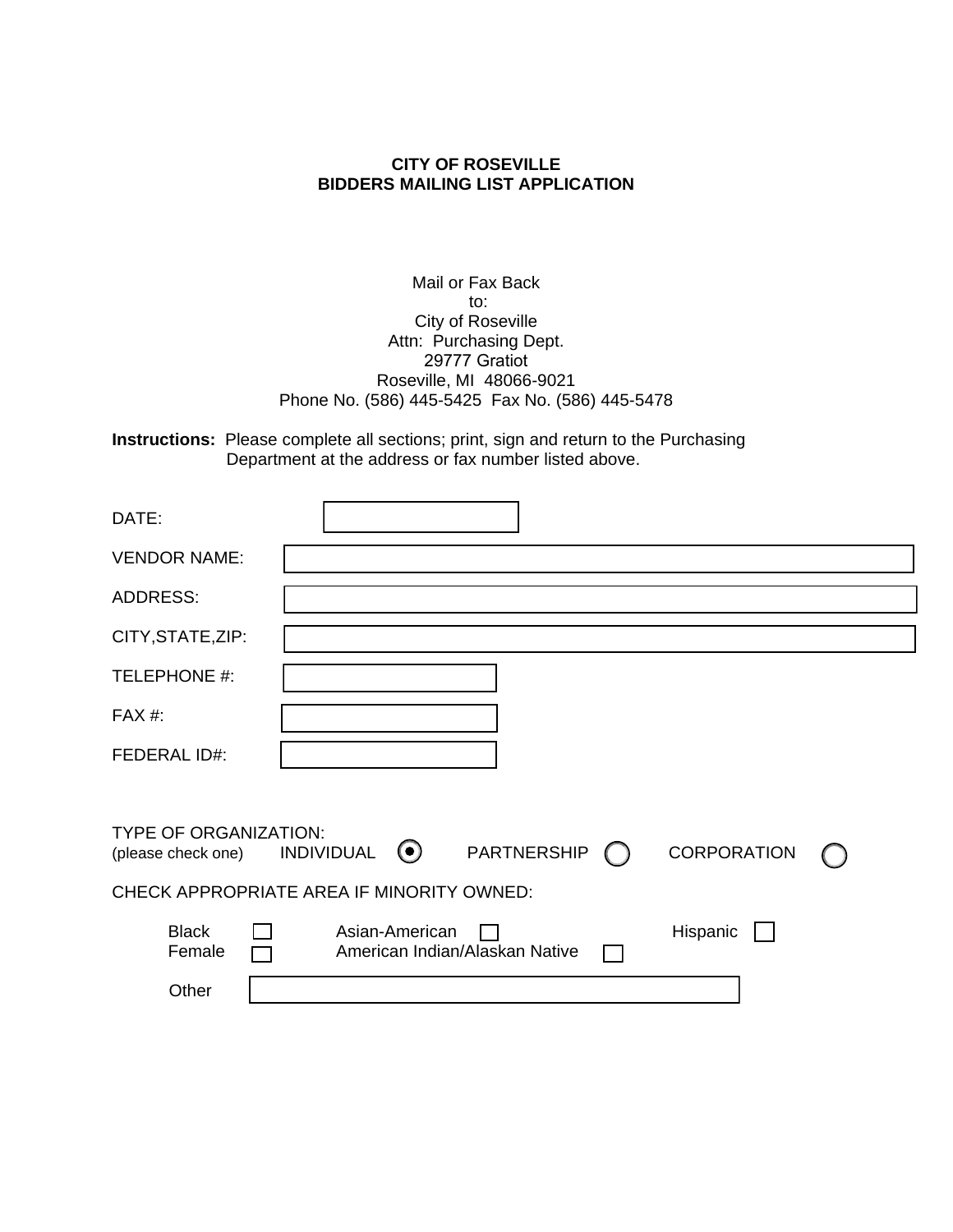**CITY OF ROSEVILLE**
**BIDDERS MAILING LIST APPLICATION**

Mail or Fax Back
to:
City of Roseville
Attn: Purchasing Dept.
29777 Gratiot
Roseville, MI 48066-9021
Phone No. (586) 445-5425 Fax No. (586) 445-5478

**Instructions:** Please complete all sections; print, sign and return to the Purchasing Department at the address or fax number listed above.

DATE: ____________________

VENDOR NAME: ____________________

ADDRESS: ____________________

CITY,STATE,ZIP: ____________________

TELEPHONE #: ____________________

FAX #: ____________________

FEDERAL ID#: ____________________

TYPE OF ORGANIZATION:
(please check one) INDIVIDUAL (●) PARTNERSHIP ( ) CORPORATION ( )

CHECK APPROPRIATE AREA IF MINORITY OWNED:

- Black ☐
- Female ☐
- Asian-American ☐
- American Indian/Alaskan Native ☐
- Hispanic ☐
- Other ____________________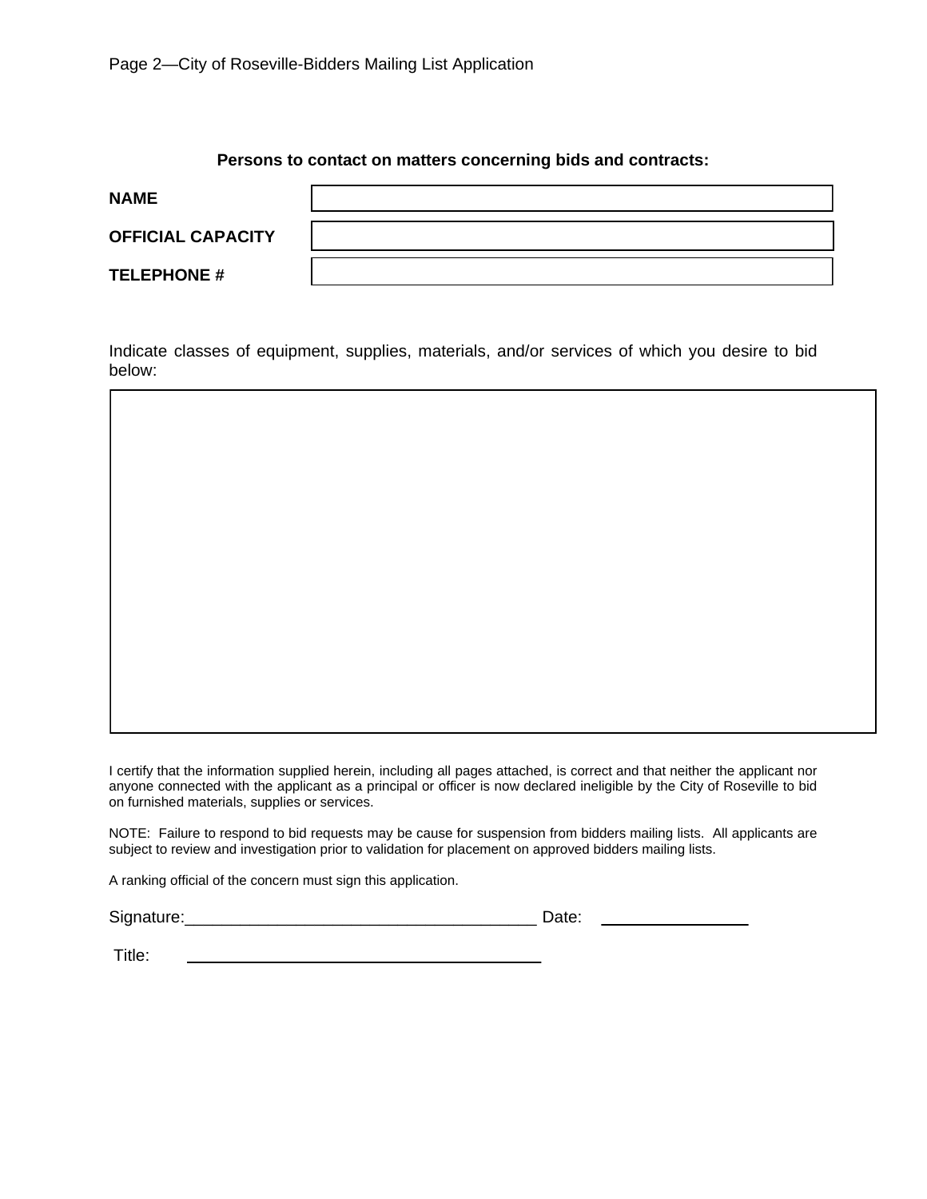**Persons to contact on matters concerning bids and contracts:**

| | |
|---|---|
| **NAME** | |
| **OFFICIAL CAPACITY** | |
| **TELEPHONE #** | |

Indicate classes of equipment, supplies, materials, and/or services of which you desire to bid below:

| |
|---|
| |

I certify that the information supplied herein, including all pages attached, is correct and that neither the applicant nor anyone connected with the applicant as a principal or officer is now declared ineligible by the City of Roseville to bid on furnished materials, supplies or services.

NOTE: Failure to respond to bid requests may be cause for suspension from bidders mailing lists. All applicants are subject to review and investigation prior to validation for placement on approved bidders mailing lists.

A ranking official of the concern must sign this application.

Signature:______________________________________ Date: ________________

Title: ______________________________________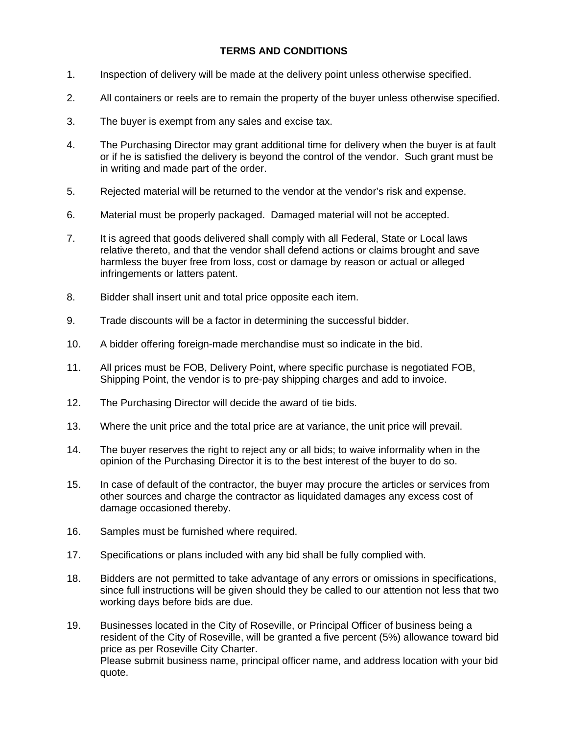**TERMS AND CONDITIONS**

1. Inspection of delivery will be made at the delivery point unless otherwise specified.

2. All containers or reels are to remain the property of the buyer unless otherwise specified.

3. The buyer is exempt from any sales and excise tax.

4. The Purchasing Director may grant additional time for delivery when the buyer is at fault or if he is satisfied the delivery is beyond the control of the vendor. Such grant must be in writing and made part of the order.

5. Rejected material will be returned to the vendor at the vendor's risk and expense.

6. Material must be properly packaged. Damaged material will not be accepted.

7. It is agreed that goods delivered shall comply with all Federal, State or Local laws relative thereto, and that the vendor shall defend actions or claims brought and save harmless the buyer free from loss, cost or damage by reason or actual or alleged infringements or latters patent.

8. Bidder shall insert unit and total price opposite each item.

9. Trade discounts will be a factor in determining the successful bidder.

10. A bidder offering foreign-made merchandise must so indicate in the bid.

11. All prices must be FOB, Delivery Point, where specific purchase is negotiated FOB, Shipping Point, the vendor is to pre-pay shipping charges and add to invoice.

12. The Purchasing Director will decide the award of tie bids.

13. Where the unit price and the total price are at variance, the unit price will prevail.

14. The buyer reserves the right to reject any or all bids; to waive informality when in the opinion of the Purchasing Director it is to the best interest of the buyer to do so.

15. In case of default of the contractor, the buyer may procure the articles or services from other sources and charge the contractor as liquidated damages any excess cost of damage occasioned thereby.

16. Samples must be furnished where required.

17. Specifications or plans included with any bid shall be fully complied with.

18. Bidders are not permitted to take advantage of any errors or omissions in specifications, since full instructions will be given should they be called to our attention not less that two working days before bids are due.

19. Businesses located in the City of Roseville, or Principal Officer of business being a resident of the City of Roseville, will be granted a five percent (5%) allowance toward bid price as per Roseville City Charter.
    Please submit business name, principal officer name, and address location with your bid quote.